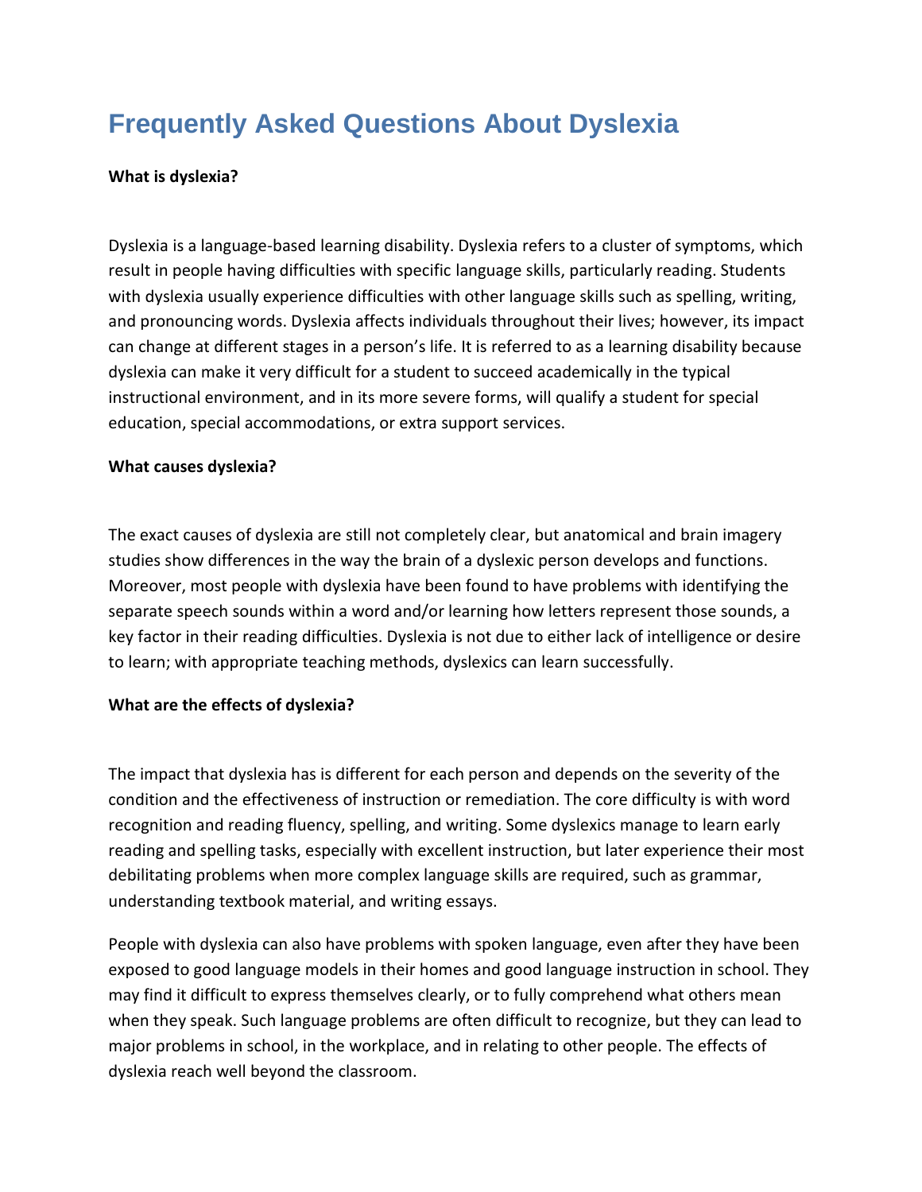# Frequently Asked Questions About Dyslexia

**What is dyslexia?**

Dyslexia is a language-based learning disability. Dyslexia refers to a cluster of symptoms, which result in people having difficulties with specific language skills, particularly reading. Students with dyslexia usually experience difficulties with other language skills such as spelling, writing, and pronouncing words. Dyslexia affects individuals throughout their lives; however, its impact can change at different stages in a person's life. It is referred to as a learning disability because dyslexia can make it very difficult for a student to succeed academically in the typical instructional environment, and in its more severe forms, will qualify a student for special education, special accommodations, or extra support services.

**What causes dyslexia?**

The exact causes of dyslexia are still not completely clear, but anatomical and brain imagery studies show differences in the way the brain of a dyslexic person develops and functions. Moreover, most people with dyslexia have been found to have problems with identifying the separate speech sounds within a word and/or learning how letters represent those sounds, a key factor in their reading difficulties. Dyslexia is not due to either lack of intelligence or desire to learn; with appropriate teaching methods, dyslexics can learn successfully.

**What are the effects of dyslexia?**

The impact that dyslexia has is different for each person and depends on the severity of the condition and the effectiveness of instruction or remediation. The core difficulty is with word recognition and reading fluency, spelling, and writing. Some dyslexics manage to learn early reading and spelling tasks, especially with excellent instruction, but later experience their most debilitating problems when more complex language skills are required, such as grammar, understanding textbook material, and writing essays.

People with dyslexia can also have problems with spoken language, even after they have been exposed to good language models in their homes and good language instruction in school. They may find it difficult to express themselves clearly, or to fully comprehend what others mean when they speak. Such language problems are often difficult to recognize, but they can lead to major problems in school, in the workplace, and in relating to other people. The effects of dyslexia reach well beyond the classroom.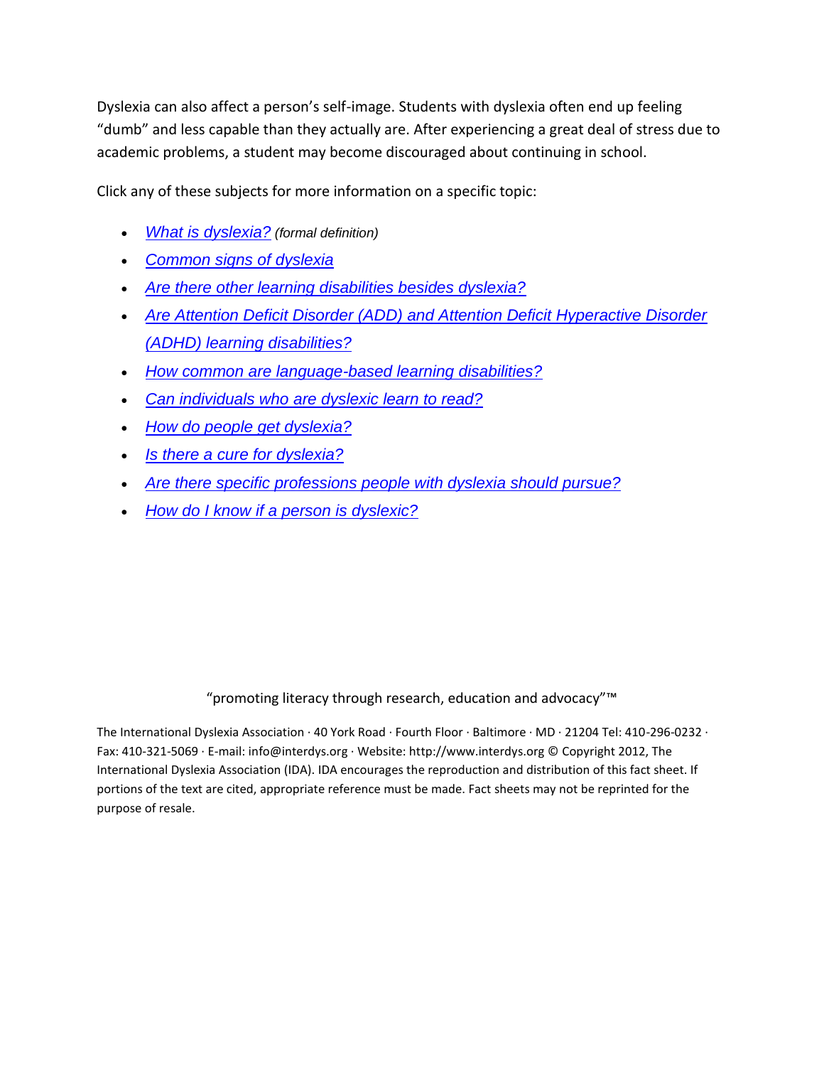Dyslexia can also affect a person's self-image. Students with dyslexia often end up feeling "dumb" and less capable than they actually are. After experiencing a great deal of stress due to academic problems, a student may become discouraged about continuing in school.

Click any of these subjects for more information on a specific topic:

- *What is dyslexia?* *(formal definition)*
- *Common signs of dyslexia*
- *Are there other learning disabilities besides dyslexia?*
- *Are Attention Deficit Disorder (ADD) and Attention Deficit Hyperactive Disorder (ADHD) learning disabilities?*
- *How common are language-based learning disabilities?*
- *Can individuals who are dyslexic learn to read?*
- *How do people get dyslexia?*
- *Is there a cure for dyslexia?*
- *Are there specific professions people with dyslexia should pursue?*
- *How do I know if a person is dyslexic?*

"promoting literacy through research, education and advocacy"™

The International Dyslexia Association · 40 York Road · Fourth Floor · Baltimore · MD · 21204 Tel: 410-296-0232 · Fax: 410-321-5069 · E-mail: info@interdys.org · Website: http://www.interdys.org © Copyright 2012, The International Dyslexia Association (IDA). IDA encourages the reproduction and distribution of this fact sheet. If portions of the text are cited, appropriate reference must be made. Fact sheets may not be reprinted for the purpose of resale.